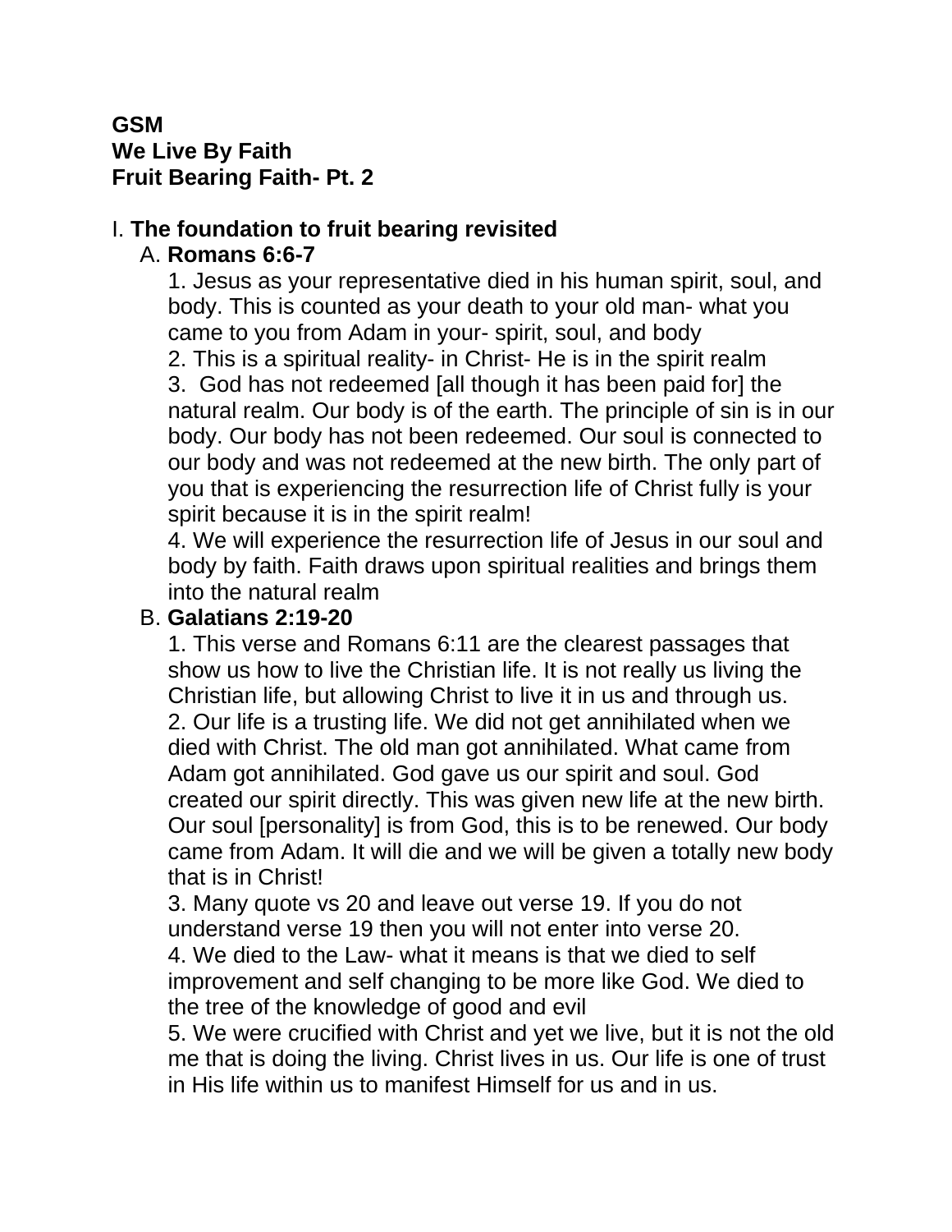**GSM**
**We Live By Faith**
**Fruit Bearing Faith- Pt. 2**

I. **The foundation to fruit bearing revisited**

A. **Romans 6:6-7**

1. Jesus as your representative died in his human spirit, soul, and body. This is counted as your death to your old man- what you came to you from Adam in your- spirit, soul, and body
2. This is a spiritual reality- in Christ- He is in the spirit realm
3. God has not redeemed [all though it has been paid for] the natural realm. Our body is of the earth. The principle of sin is in our body. Our body has not been redeemed. Our soul is connected to our body and was not redeemed at the new birth. The only part of you that is experiencing the resurrection life of Christ fully is your spirit because it is in the spirit realm!
4. We will experience the resurrection life of Jesus in our soul and body by faith. Faith draws upon spiritual realities and brings them into the natural realm

B. **Galatians 2:19-20**

1. This verse and Romans 6:11 are the clearest passages that show us how to live the Christian life. It is not really us living the Christian life, but allowing Christ to live it in us and through us.
2. Our life is a trusting life. We did not get annihilated when we died with Christ. The old man got annihilated. What came from Adam got annihilated. God gave us our spirit and soul. God created our spirit directly. This was given new life at the new birth. Our soul [personality] is from God, this is to be renewed. Our body came from Adam. It will die and we will be given a totally new body that is in Christ!
3. Many quote vs 20 and leave out verse 19. If you do not understand verse 19 then you will not enter into verse 20.
4. We died to the Law- what it means is that we died to self improvement and self changing to be more like God. We died to the tree of the knowledge of good and evil
5. We were crucified with Christ and yet we live, but it is not the old me that is doing the living. Christ lives in us. Our life is one of trust in His life within us to manifest Himself for us and in us.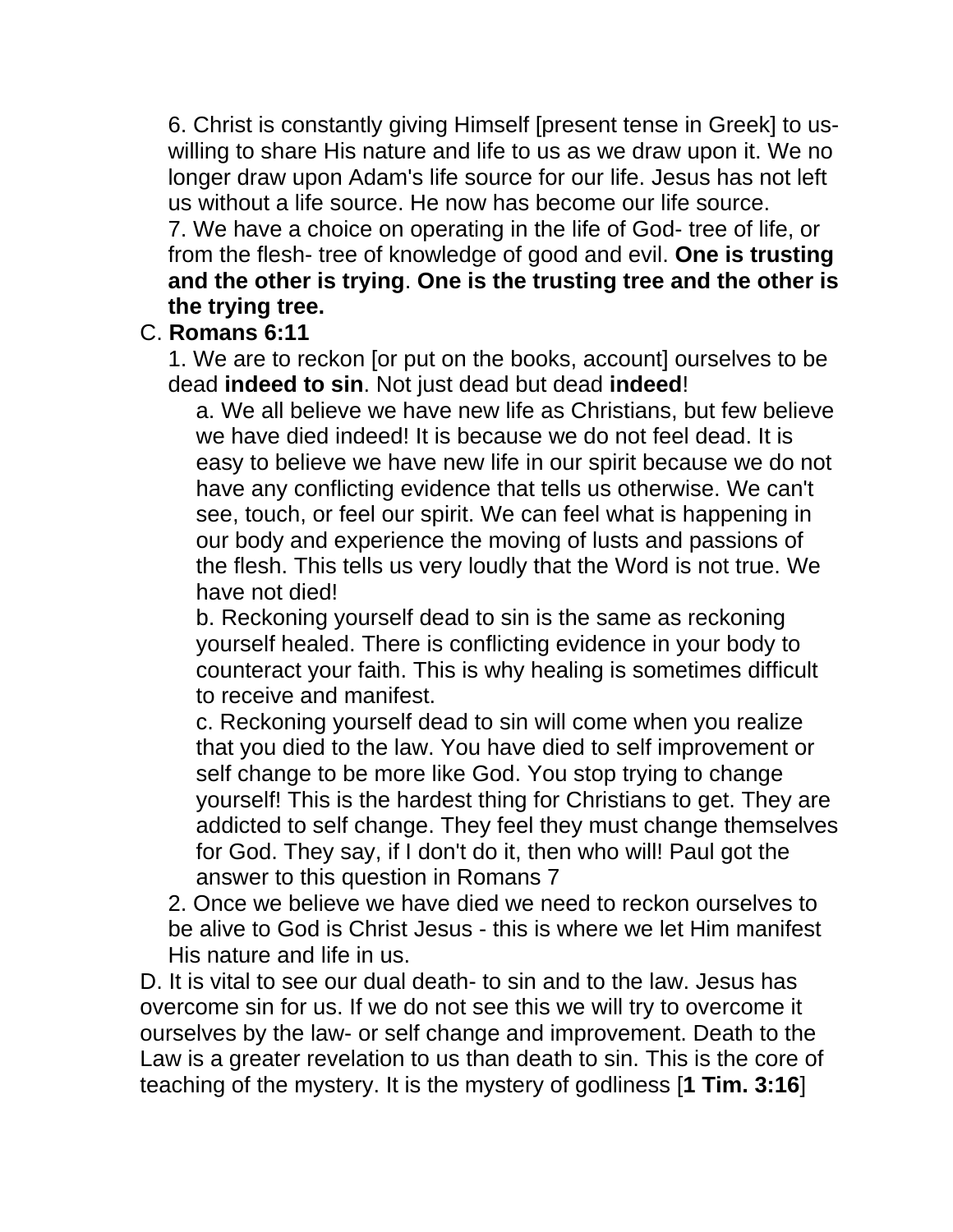6. Christ is constantly giving Himself [present tense in Greek] to us- willing to share His nature and life to us as we draw upon it. We no longer draw upon Adam's life source for our life. Jesus has not left us without a life source. He now has become our life source.

7. We have a choice on operating in the life of God- tree of life, or from the flesh- tree of knowledge of good and evil. **One is trusting and the other is trying**. **One is the trusting tree and the other is the trying tree.**

C. **Romans 6:11**

1. We are to reckon [or put on the books, account] ourselves to be dead **indeed to sin**. Not just dead but dead **indeed**!

a. We all believe we have new life as Christians, but few believe we have died indeed! It is because we do not feel dead. It is easy to believe we have new life in our spirit because we do not have any conflicting evidence that tells us otherwise. We can't see, touch, or feel our spirit. We can feel what is happening in our body and experience the moving of lusts and passions of the flesh. This tells us very loudly that the Word is not true. We have not died!

b. Reckoning yourself dead to sin is the same as reckoning yourself healed. There is conflicting evidence in your body to counteract your faith. This is why healing is sometimes difficult to receive and manifest.

c. Reckoning yourself dead to sin will come when you realize that you died to the law. You have died to self improvement or self change to be more like God. You stop trying to change yourself! This is the hardest thing for Christians to get. They are addicted to self change. They feel they must change themselves for God. They say, if I don't do it, then who will! Paul got the answer to this question in Romans 7

2. Once we believe we have died we need to reckon ourselves to be alive to God is Christ Jesus - this is where we let Him manifest His nature and life in us.

D. It is vital to see our dual death- to sin and to the law. Jesus has overcome sin for us. If we do not see this we will try to overcome it ourselves by the law- or self change and improvement. Death to the Law is a greater revelation to us than death to sin. This is the core of teaching of the mystery. It is the mystery of godliness [**1 Tim. 3:16**]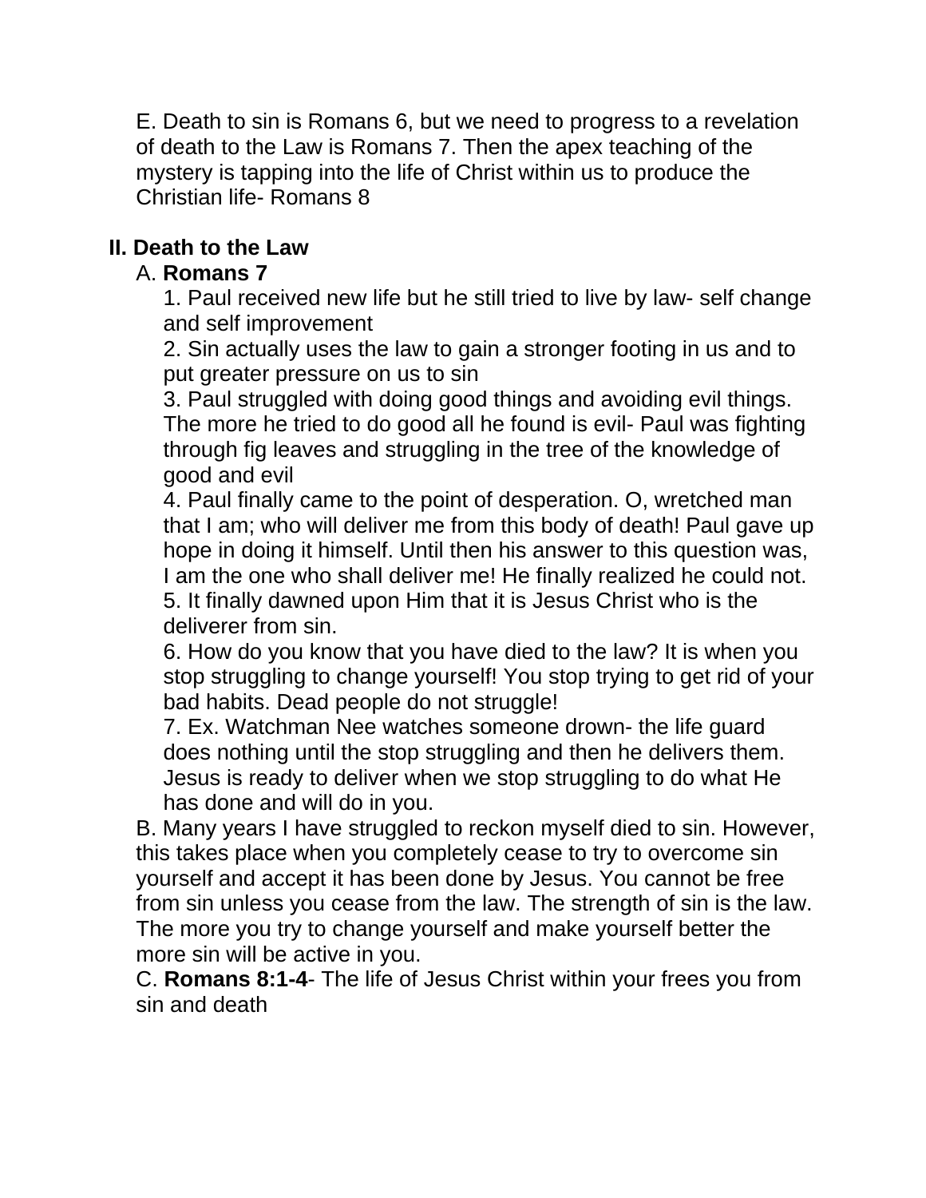E. Death to sin is Romans 6, but we need to progress to a revelation of death to the Law is Romans 7. Then the apex teaching of the mystery is tapping into the life of Christ within us to produce the Christian life- Romans 8

## II. Death to the Law

A. **Romans 7**

1. Paul received new life but he still tried to live by law- self change and self improvement
2. Sin actually uses the law to gain a stronger footing in us and to put greater pressure on us to sin
3. Paul struggled with doing good things and avoiding evil things. The more he tried to do good all he found is evil- Paul was fighting through fig leaves and struggling in the tree of the knowledge of good and evil
4. Paul finally came to the point of desperation. O, wretched man that I am; who will deliver me from this body of death! Paul gave up hope in doing it himself. Until then his answer to this question was, I am the one who shall deliver me! He finally realized he could not.
5. It finally dawned upon Him that it is Jesus Christ who is the deliverer from sin.
6. How do you know that you have died to the law? It is when you stop struggling to change yourself! You stop trying to get rid of your bad habits. Dead people do not struggle!
7. Ex. Watchman Nee watches someone drown- the life guard does nothing until the stop struggling and then he delivers them. Jesus is ready to deliver when we stop struggling to do what He has done and will do in you.

B. Many years I have struggled to reckon myself died to sin. However, this takes place when you completely cease to try to overcome sin yourself and accept it has been done by Jesus. You cannot be free from sin unless you cease from the law. The strength of sin is the law. The more you try to change yourself and make yourself better the more sin will be active in you.

C. **Romans 8:1-4**- The life of Jesus Christ within your frees you from sin and death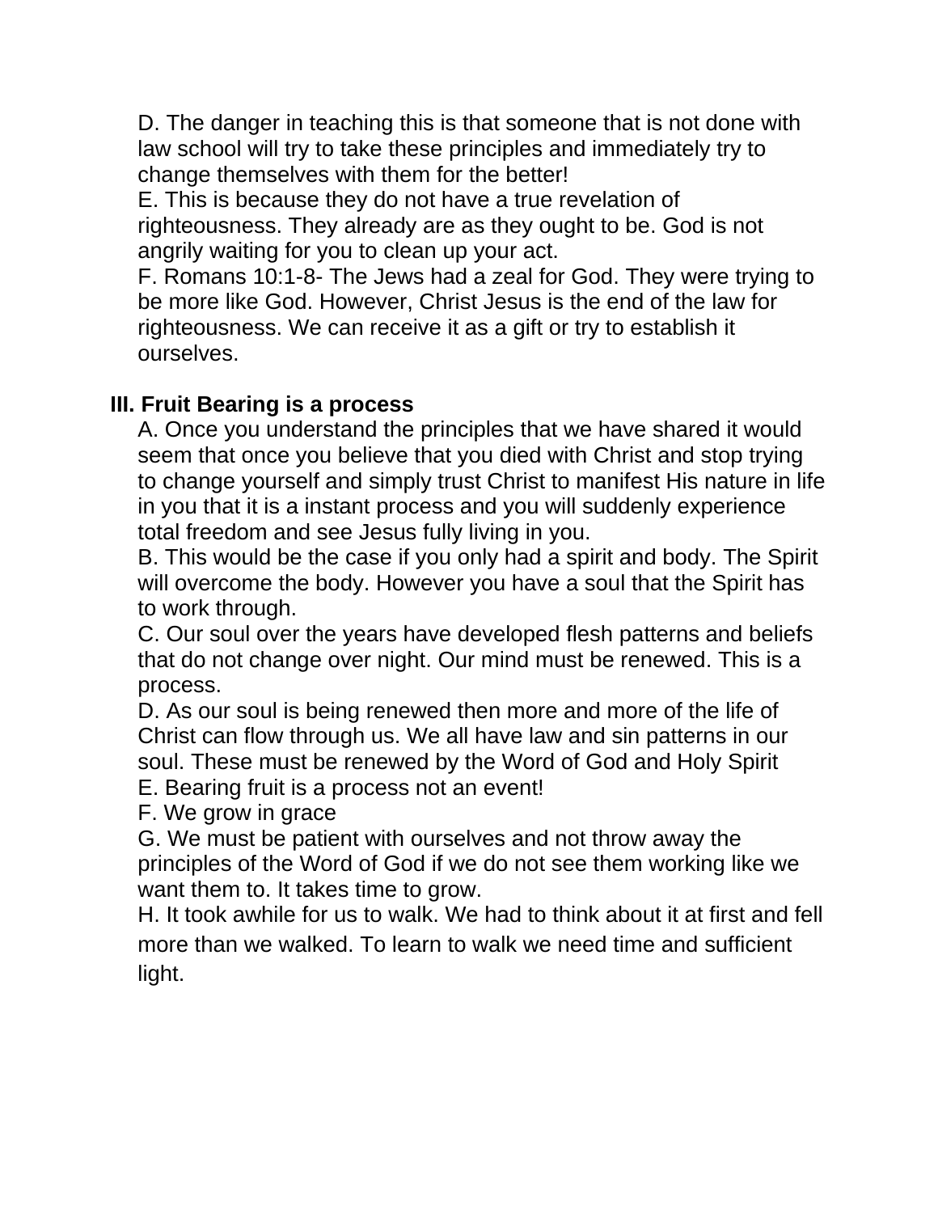D. The danger in teaching this is that someone that is not done with law school will try to take these principles and immediately try to change themselves with them for the better!
E. This is because they do not have a true revelation of righteousness. They already are as they ought to be. God is not angrily waiting for you to clean up your act.
F. Romans 10:1-8- The Jews had a zeal for God. They were trying to be more like God. However, Christ Jesus is the end of the law for righteousness. We can receive it as a gift or try to establish it ourselves.

## III. Fruit Bearing is a process

A. Once you understand the principles that we have shared it would seem that once you believe that you died with Christ and stop trying to change yourself and simply trust Christ to manifest His nature in life in you that it is a instant process and you will suddenly experience total freedom and see Jesus fully living in you.
B. This would be the case if you only had a spirit and body. The Spirit will overcome the body. However you have a soul that the Spirit has to work through.
C. Our soul over the years have developed flesh patterns and beliefs that do not change over night. Our mind must be renewed. This is a process.
D. As our soul is being renewed then more and more of the life of Christ can flow through us. We all have law and sin patterns in our soul. These must be renewed by the Word of God and Holy Spirit
E. Bearing fruit is a process not an event!
F. We grow in grace
G. We must be patient with ourselves and not throw away the principles of the Word of God if we do not see them working like we want them to. It takes time to grow.
H. It took awhile for us to walk. We had to think about it at first and fell more than we walked. To learn to walk we need time and sufficient light.